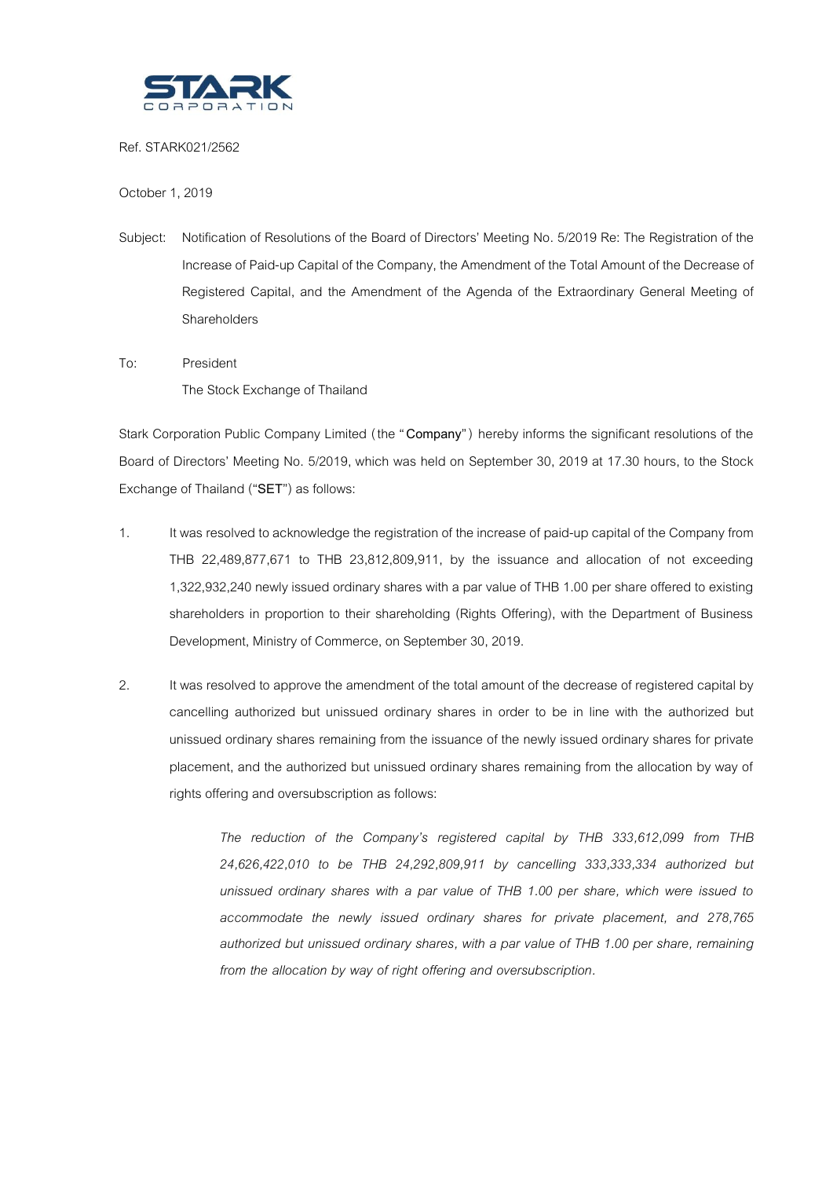STARK CORPORATION

Ref. STARK021/2562

October 1, 2019

Subject: Notification of Resolutions of the Board of Directors' Meeting No. 5/2019 Re: The Registration of the Increase of Paid-up Capital of the Company, the Amendment of the Total Amount of the Decrease of Registered Capital, and the Amendment of the Agenda of the Extraordinary General Meeting of Shareholders

To: President
The Stock Exchange of Thailand

Stark Corporation Public Company Limited (the "**Company**") hereby informs the significant resolutions of the Board of Directors' Meeting No. 5/2019, which was held on September 30, 2019 at 17.30 hours, to the Stock Exchange of Thailand ("**SET**") as follows:

1. It was resolved to acknowledge the registration of the increase of paid-up capital of the Company from THB 22,489,877,671 to THB 23,812,809,911, by the issuance and allocation of not exceeding 1,322,932,240 newly issued ordinary shares with a par value of THB 1.00 per share offered to existing shareholders in proportion to their shareholding (Rights Offering), with the Department of Business Development, Ministry of Commerce, on September 30, 2019.

2. It was resolved to approve the amendment of the total amount of the decrease of registered capital by cancelling authorized but unissued ordinary shares in order to be in line with the authorized but unissued ordinary shares remaining from the issuance of the newly issued ordinary shares for private placement, and the authorized but unissued ordinary shares remaining from the allocation by way of rights offering and oversubscription as follows:

   *The reduction of the Company's registered capital by THB 333,612,099 from THB 24,626,422,010 to be THB 24,292,809,911 by cancelling 333,333,334 authorized but unissued ordinary shares with a par value of THB 1.00 per share, which were issued to accommodate the newly issued ordinary shares for private placement, and 278,765 authorized but unissued ordinary shares, with a par value of THB 1.00 per share, remaining from the allocation by way of right offering and oversubscription.*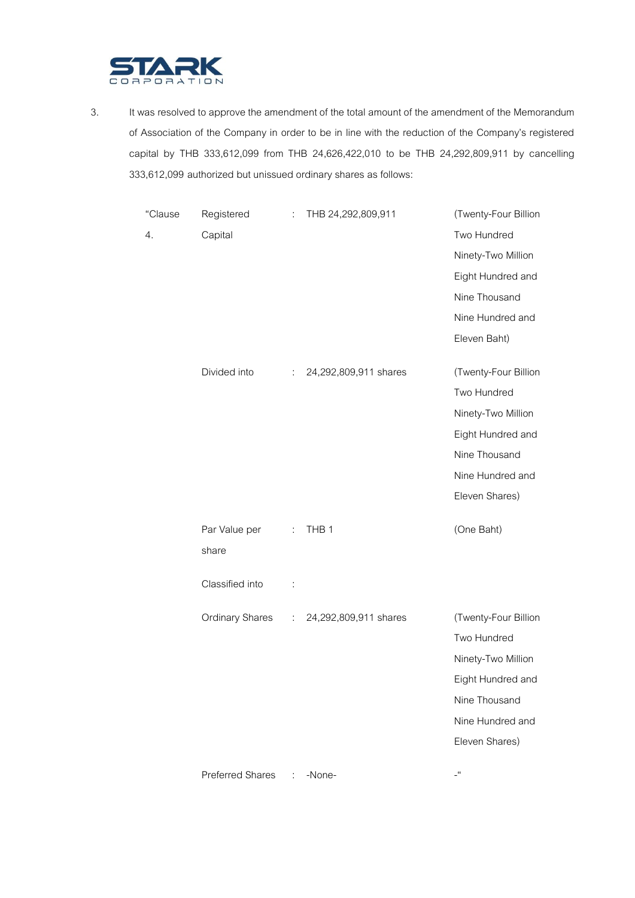3. It was resolved to approve the amendment of the total amount of the amendment of the Memorandum of Association of the Company in order to be in line with the reduction of the Company's registered capital by THB 333,612,099 from THB 24,626,422,010 to be THB 24,292,809,911 by cancelling 333,612,099 authorized but unissued ordinary shares as follows:

| | | | | |
|---|---|---|---|---|
| "Clause 4. | Registered Capital | : | THB 24,292,809,911 | (Twenty-Four Billion Two Hundred Ninety-Two Million Eight Hundred and Nine Thousand Nine Hundred and Eleven Baht) |
| | Divided into | : | 24,292,809,911 shares | (Twenty-Four Billion Two Hundred Ninety-Two Million Eight Hundred and Nine Thousand Nine Hundred and Eleven Shares) |
| | Par Value per share | : | THB 1 | (One Baht) |
| | Classified into | : | | |
| | Ordinary Shares | : | 24,292,809,911 shares | (Twenty-Four Billion Two Hundred Ninety-Two Million Eight Hundred and Nine Thousand Nine Hundred and Eleven Shares) |
| | Preferred Shares | : | -None- | -" |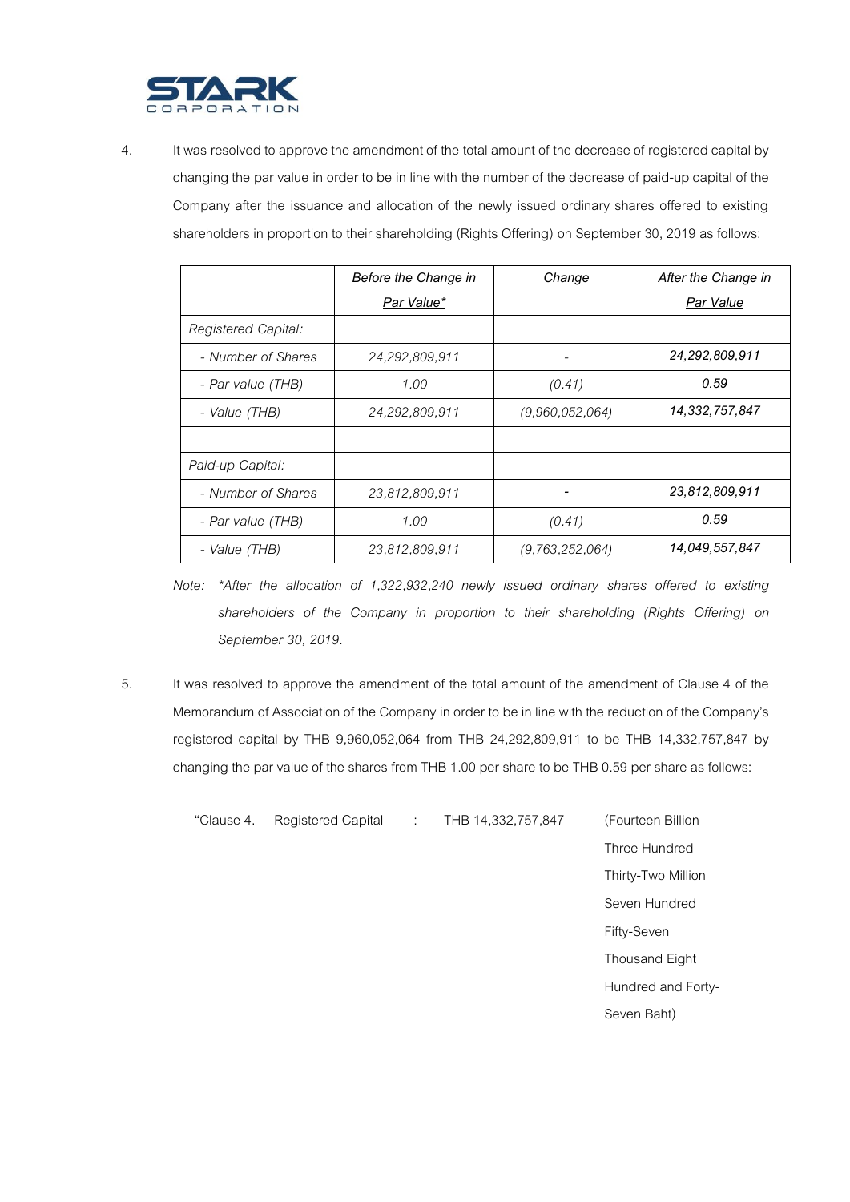4. It was resolved to approve the amendment of the total amount of the decrease of registered capital by changing the par value in order to be in line with the number of the decrease of paid-up capital of the Company after the issuance and allocation of the newly issued ordinary shares offered to existing shareholders in proportion to their shareholding (Rights Offering) on September 30, 2019 as follows:

| | *Before the Change in Par Value** | *Change* | *After the Change in Par Value* |
|---|---|---|---|
| *Registered Capital:* | | | |
| *- Number of Shares* | *24,292,809,911* | *-* | *24,292,809,911* |
| *- Par value (THB)* | *1.00* | *(0.41)* | *0.59* |
| *- Value (THB)* | *24,292,809,911* | *(9,960,052,064)* | *14,332,757,847* |
| | | | |
| *Paid-up Capital:* | | | |
| *- Number of Shares* | *23,812,809,911* | *-* | *23,812,809,911* |
| *- Par value (THB)* | *1.00* | *(0.41)* | *0.59* |
| *- Value (THB)* | *23,812,809,911* | *(9,763,252,064)* | *14,049,557,847* |

*Note: *After the allocation of 1,322,932,240 newly issued ordinary shares offered to existing shareholders of the Company in proportion to their shareholding (Rights Offering) on September 30, 2019.*

5. It was resolved to approve the amendment of the total amount of the amendment of Clause 4 of the Memorandum of Association of the Company in order to be in line with the reduction of the Company's registered capital by THB 9,960,052,064 from THB 24,292,809,911 to be THB 14,332,757,847 by changing the par value of the shares from THB 1.00 per share to be THB 0.59 per share as follows:

"Clause 4. Registered Capital : THB 14,332,757,847 (Fourteen Billion Three Hundred Thirty-Two Million Seven Hundred Fifty-Seven Thousand Eight Hundred and Forty-Seven Baht)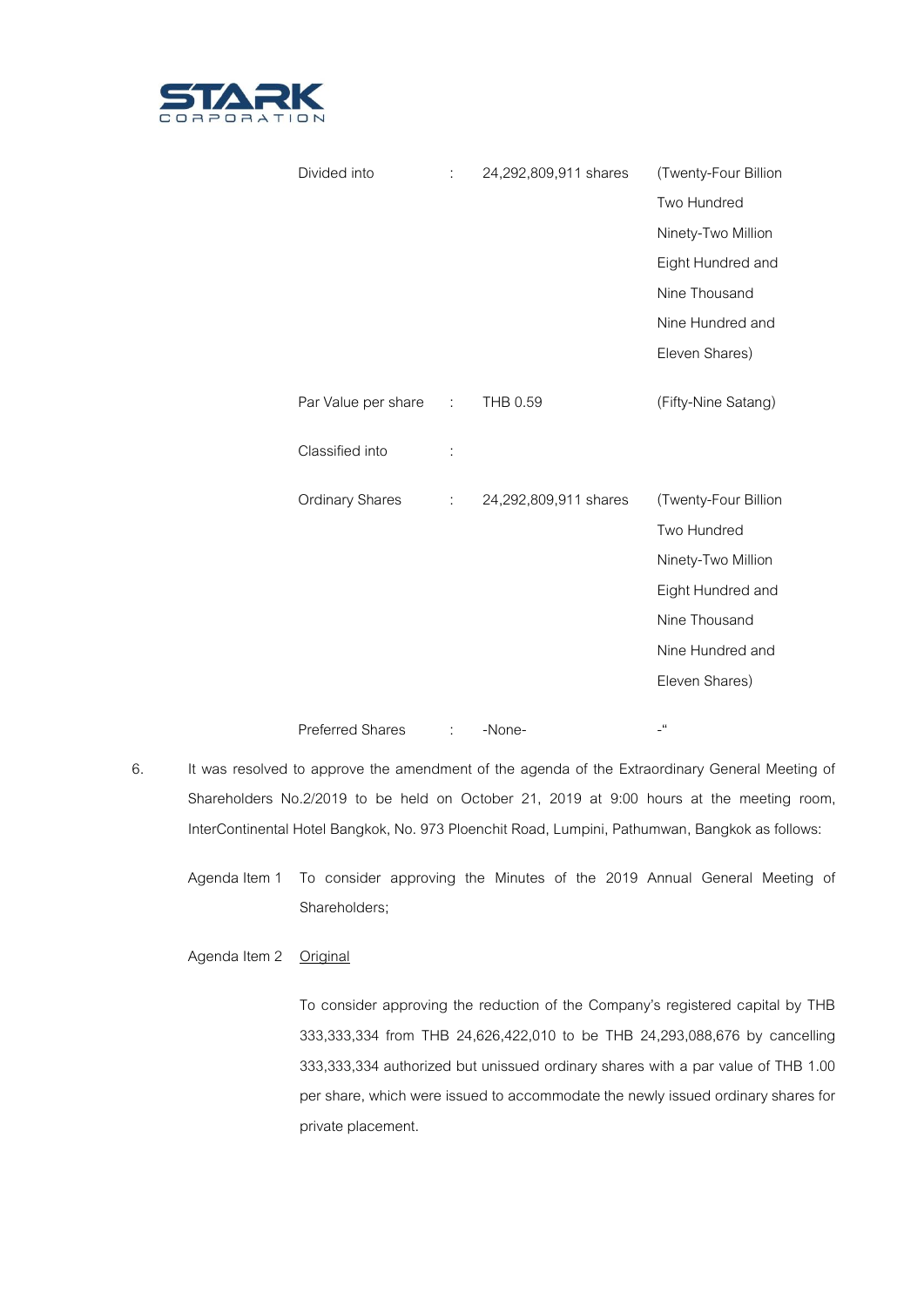| | | | |
|---|---|---|---|
| Divided into | : | 24,292,809,911 shares | (Twenty-Four Billion Two Hundred Ninety-Two Million Eight Hundred and Nine Thousand Nine Hundred and Eleven Shares) |
| Par Value per share | : | THB 0.59 | (Fifty-Nine Satang) |
| Classified into | : | | |
| Ordinary Shares | : | 24,292,809,911 shares | (Twenty-Four Billion Two Hundred Ninety-Two Million Eight Hundred and Nine Thousand Nine Hundred and Eleven Shares) |
| Preferred Shares | : | -None- | -" |

6. It was resolved to approve the amendment of the agenda of the Extraordinary General Meeting of Shareholders No.2/2019 to be held on October 21, 2019 at 9:00 hours at the meeting room, InterContinental Hotel Bangkok, No. 973 Ploenchit Road, Lumpini, Pathumwan, Bangkok as follows:

Agenda Item 1 To consider approving the Minutes of the 2019 Annual General Meeting of Shareholders;

Agenda Item 2 Original

To consider approving the reduction of the Company's registered capital by THB 333,333,334 from THB 24,626,422,010 to be THB 24,293,088,676 by cancelling 333,333,334 authorized but unissued ordinary shares with a par value of THB 1.00 per share, which were issued to accommodate the newly issued ordinary shares for private placement.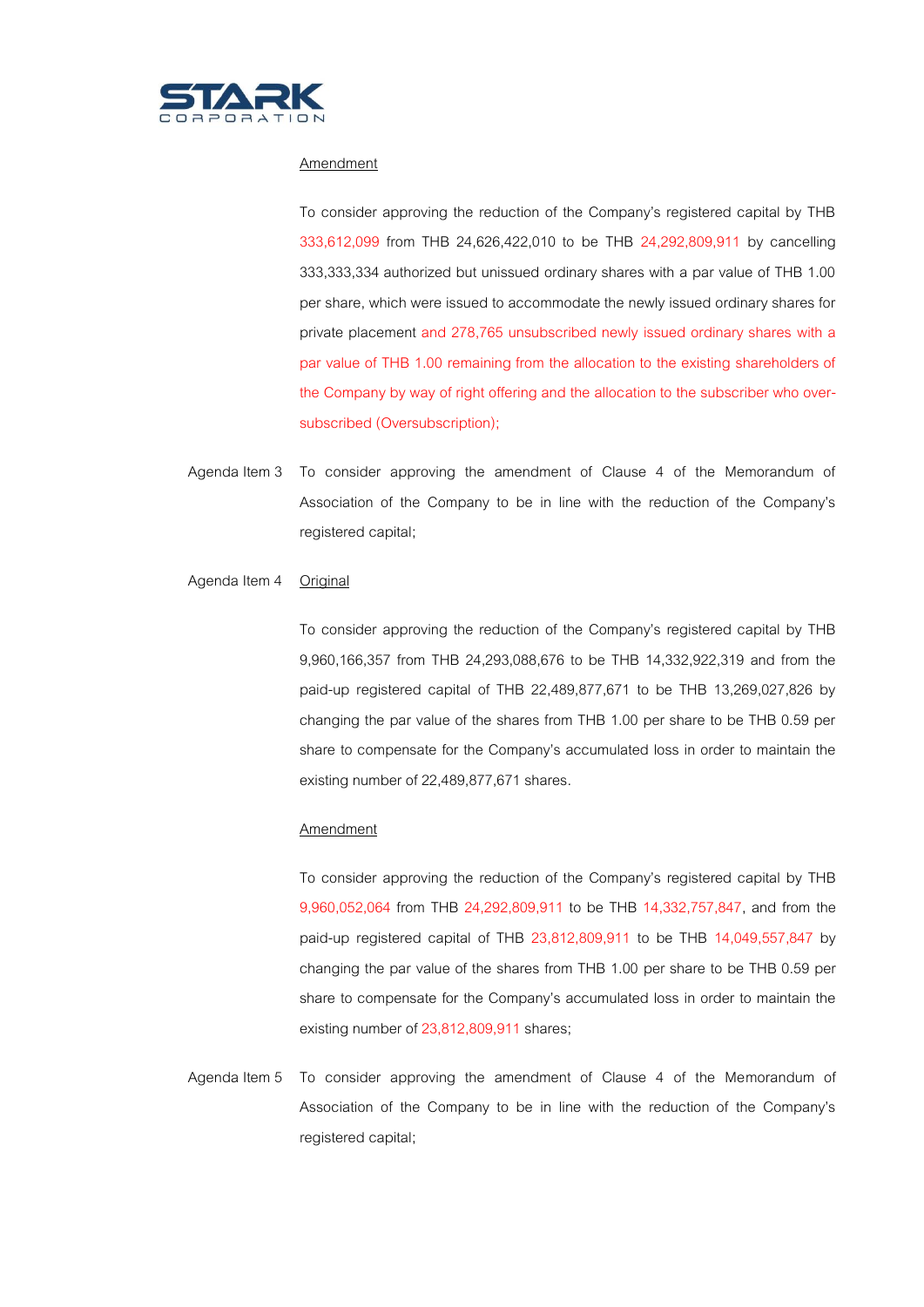Amendment

To consider approving the reduction of the Company's registered capital by THB 333,612,099 from THB 24,626,422,010 to be THB 24,292,809,911 by cancelling 333,333,334 authorized but unissued ordinary shares with a par value of THB 1.00 per share, which were issued to accommodate the newly issued ordinary shares for private placement and 278,765 unsubscribed newly issued ordinary shares with a par value of THB 1.00 remaining from the allocation to the existing shareholders of the Company by way of right offering and the allocation to the subscriber who over-subscribed (Oversubscription);

Agenda Item 3 To consider approving the amendment of Clause 4 of the Memorandum of Association of the Company to be in line with the reduction of the Company's registered capital;

Agenda Item 4 Original

To consider approving the reduction of the Company's registered capital by THB 9,960,166,357 from THB 24,293,088,676 to be THB 14,332,922,319 and from the paid-up registered capital of THB 22,489,877,671 to be THB 13,269,027,826 by changing the par value of the shares from THB 1.00 per share to be THB 0.59 per share to compensate for the Company's accumulated loss in order to maintain the existing number of 22,489,877,671 shares.

Amendment

To consider approving the reduction of the Company's registered capital by THB 9,960,052,064 from THB 24,292,809,911 to be THB 14,332,757,847, and from the paid-up registered capital of THB 23,812,809,911 to be THB 14,049,557,847 by changing the par value of the shares from THB 1.00 per share to be THB 0.59 per share to compensate for the Company's accumulated loss in order to maintain the existing number of 23,812,809,911 shares;

Agenda Item 5 To consider approving the amendment of Clause 4 of the Memorandum of Association of the Company to be in line with the reduction of the Company's registered capital;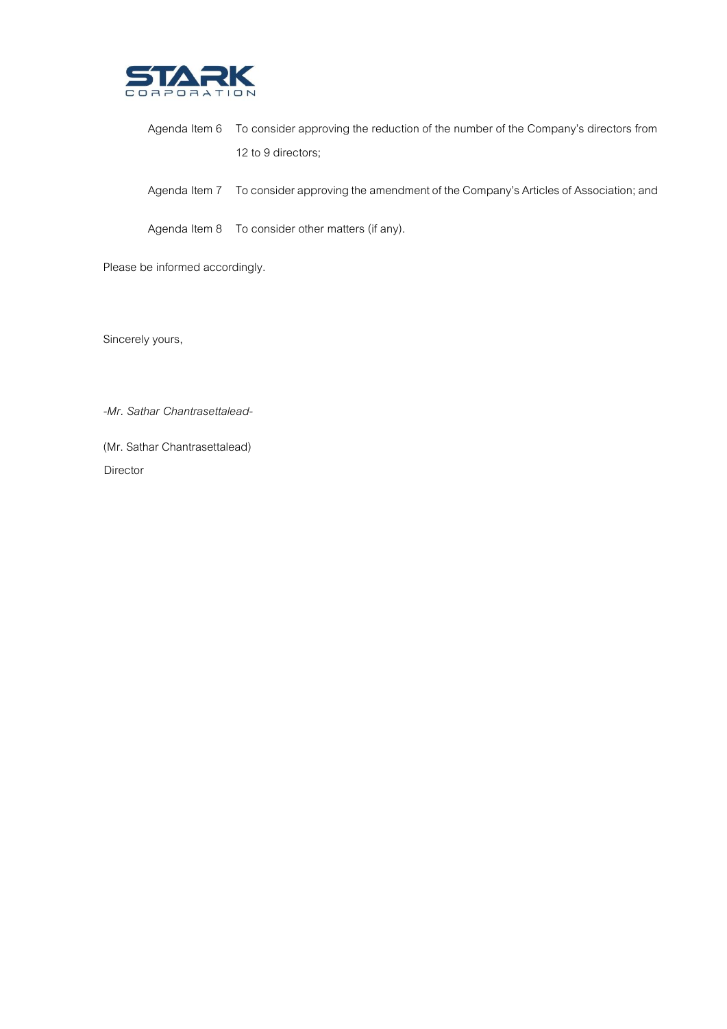Agenda Item 6 To consider approving the reduction of the number of the Company's directors from 12 to 9 directors;

Agenda Item 7 To consider approving the amendment of the Company's Articles of Association; and

Agenda Item 8 To consider other matters (if any).

Please be informed accordingly.

Sincerely yours,

*-Mr. Sathar Chantrasettalead-*

(Mr. Sathar Chantrasettalead)

Director